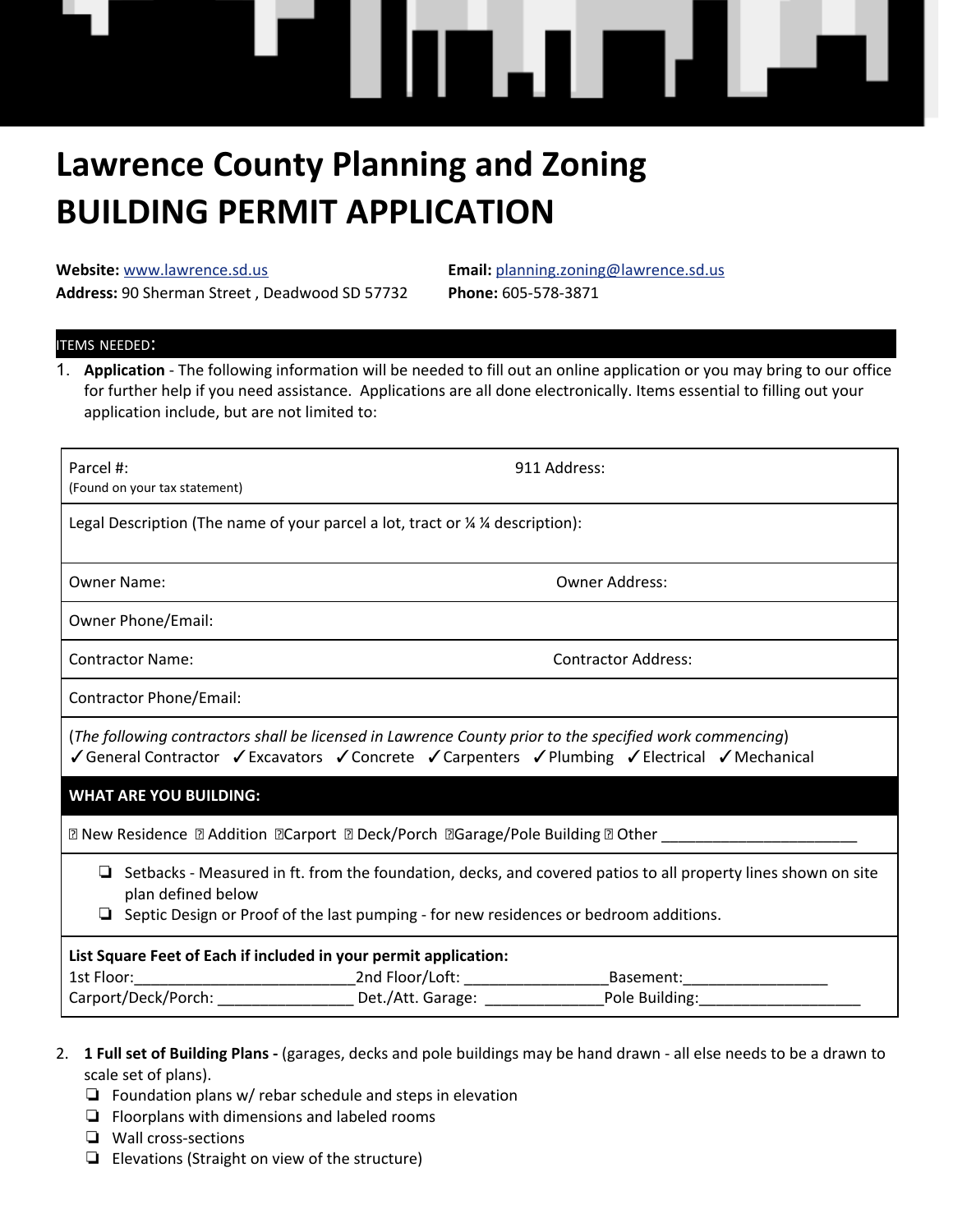# Lawrence County Planning and Zoning
# BUILDING PERMIT APPLICATION

**Website:** www.lawrence.sd.us
**Address:** 90 Sherman Street , Deadwood SD 57732

**Email:** planning.zoning@lawrence.sd.us
**Phone:** 605-578-3871

## ITEMS NEEDED:

1. **Application** - The following information will be needed to fill out an online application or you may bring to our office for further help if you need assistance. Applications are all done electronically. Items essential to filling out your application include, but are not limited to:

| | |
|---|---|
| Parcel #: (Found on your tax statement) | 911 Address: |
| Legal Description (The name of your parcel a lot, tract or ¼ ¼ description): | |
| Owner Name: | Owner Address: |
| Owner Phone/Email: | |
| Contractor Name: | Contractor Address: |
| Contractor Phone/Email: | |
| (*The following contractors shall be licensed in Lawrence County prior to the specified work commencing*) ✓General Contractor ✓Excavators ✓Concrete ✓Carpenters ✓Plumbing ✓Electrical ✓Mechanical | |
| **WHAT ARE YOU BUILDING:** | |
| ☐ New Residence ☐ Addition ☐Carport ☐ Deck/Porch ☐Garage/Pole Building ☐ Other ________________________ | |
| ❏ Setbacks - Measured in ft. from the foundation, decks, and covered patios to all property lines shown on site plan defined below<br>❏ Septic Design or Proof of the last pumping - for new residences or bedroom additions. | |
| **List Square Feet of Each if included in your permit application:**<br>1st Floor:__________________________ 2nd Floor/Loft: _________________ Basement:_________________<br>Carport/Deck/Porch: ________________ Det./Att. Garage: ______________ Pole Building:___________________ | |

2. **1 Full set of Building Plans -** (garages, decks and pole buildings may be hand drawn - all else needs to be a drawn to scale set of plans).
   - ❏ Foundation plans w/ rebar schedule and steps in elevation
   - ❏ Floorplans with dimensions and labeled rooms
   - ❏ Wall cross-sections
   - ❏ Elevations (Straight on view of the structure)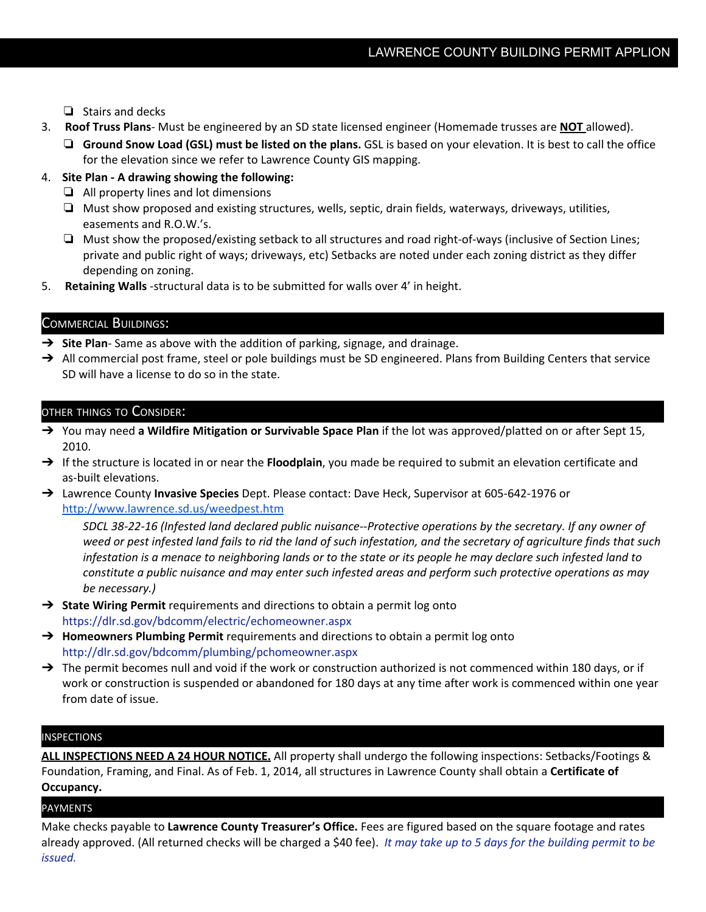- ❑ Stairs and decks

3. **Roof Truss Plans**- Must be engineered by an SD state licensed engineer (Homemade trusses are **NOT** allowed).
   - ❑ **Ground Snow Load (GSL) must be listed on the plans.** GSL is based on your elevation. It is best to call the office for the elevation since we refer to Lawrence County GIS mapping.
4. **Site Plan - A drawing showing the following:**
   - ❑ All property lines and lot dimensions
   - ❑ Must show proposed and existing structures, wells, septic, drain fields, waterways, driveways, utilities, easements and R.O.W.'s.
   - ❑ Must show the proposed/existing setback to all structures and road right-of-ways (inclusive of Section Lines; private and public right of ways; driveways, etc) Setbacks are noted under each zoning district as they differ depending on zoning.
5. **Retaining Walls** -structural data is to be submitted for walls over 4' in height.

## COMMERCIAL BUILDINGS:

- ➔ **Site Plan**- Same as above with the addition of parking, signage, and drainage.
- ➔ All commercial post frame, steel or pole buildings must be SD engineered. Plans from Building Centers that service SD will have a license to do so in the state.

## OTHER THINGS TO CONSIDER:

- ➔ You may need **a Wildfire Mitigation or Survivable Space Plan** if the lot was approved/platted on or after Sept 15, 2010.
- ➔ If the structure is located in or near the **Floodplain**, you made be required to submit an elevation certificate and as-built elevations.
- ➔ Lawrence County **Invasive Species** Dept. Please contact: Dave Heck, Supervisor at 605-642-1976 or http://www.lawrence.sd.us/weedpest.htm

  *SDCL 38-22-16 (Infested land declared public nuisance--Protective operations by the secretary. If any owner of weed or pest infested land fails to rid the land of such infestation, and the secretary of agriculture finds that such infestation is a menace to neighboring lands or to the state or its people he may declare such infested land to constitute a public nuisance and may enter such infested areas and perform such protective operations as may be necessary.)*
- ➔ **State Wiring Permit** requirements and directions to obtain a permit log onto https://dlr.sd.gov/bdcomm/electric/echomeowner.aspx
- ➔ **Homeowners Plumbing Permit** requirements and directions to obtain a permit log onto http://dlr.sd.gov/bdcomm/plumbing/pchomeowner.aspx
- ➔ The permit becomes null and void if the work or construction authorized is not commenced within 180 days, or if work or construction is suspended or abandoned for 180 days at any time after work is commenced within one year from date of issue.

## INSPECTIONS

**ALL INSPECTIONS NEED A 24 HOUR NOTICE.** All property shall undergo the following inspections: Setbacks/Footings & Foundation, Framing, and Final. As of Feb. 1, 2014, all structures in Lawrence County shall obtain a **Certificate of Occupancy.**

## PAYMENTS

Make checks payable to **Lawrence County Treasurer's Office.** Fees are figured based on the square footage and rates already approved. (All returned checks will be charged a $40 fee). *It may take up to 5 days for the building permit to be issued.*